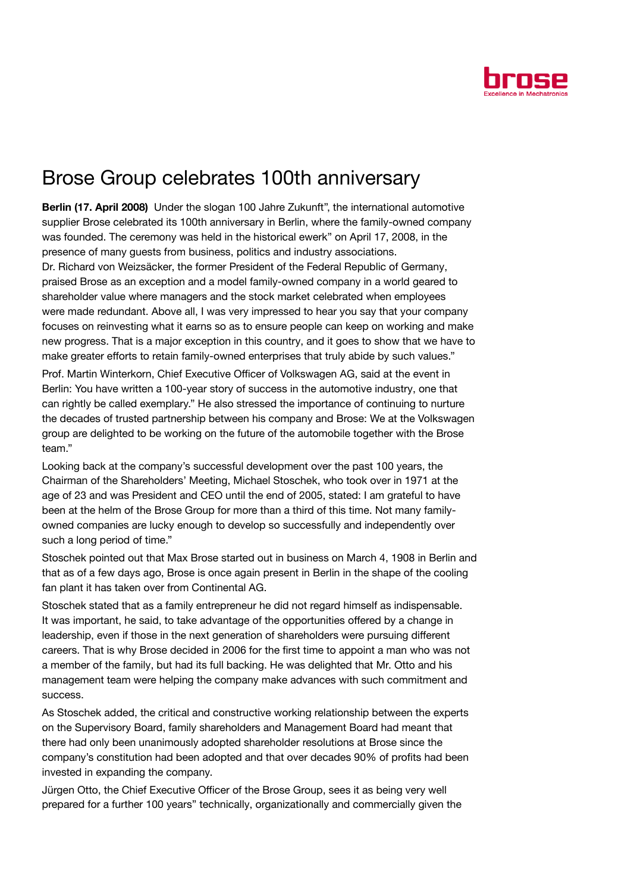# Brose Group celebrates 100th anniversary

**Berlin (17. April 2008)** Under the slogan 100 Jahre Zukunft", the international automotive supplier Brose celebrated its 100th anniversary in Berlin, where the family-owned company was founded. The ceremony was held in the historical ewerk" on April 17, 2008, in the presence of many guests from business, politics and industry associations.

Dr. Richard von Weizsäcker, the former President of the Federal Republic of Germany, praised Brose as an exception and a model family-owned company in a world geared to shareholder value where managers and the stock market celebrated when employees were made redundant. Above all, I was very impressed to hear you say that your company focuses on reinvesting what it earns so as to ensure people can keep on working and make new progress. That is a major exception in this country, and it goes to show that we have to make greater efforts to retain family-owned enterprises that truly abide by such values."

Prof. Martin Winterkorn, Chief Executive Officer of Volkswagen AG, said at the event in Berlin: You have written a 100-year story of success in the automotive industry, one that can rightly be called exemplary." He also stressed the importance of continuing to nurture the decades of trusted partnership between his company and Brose: We at the Volkswagen group are delighted to be working on the future of the automobile together with the Brose team."

Looking back at the company's successful development over the past 100 years, the Chairman of the Shareholders' Meeting, Michael Stoschek, who took over in 1971 at the age of 23 and was President and CEO until the end of 2005, stated: I am grateful to have been at the helm of the Brose Group for more than a third of this time. Not many family-owned companies are lucky enough to develop so successfully and independently over such a long period of time."

Stoschek pointed out that Max Brose started out in business on March 4, 1908 in Berlin and that as of a few days ago, Brose is once again present in Berlin in the shape of the cooling fan plant it has taken over from Continental AG.

Stoschek stated that as a family entrepreneur he did not regard himself as indispensable. It was important, he said, to take advantage of the opportunities offered by a change in leadership, even if those in the next generation of shareholders were pursuing different careers. That is why Brose decided in 2006 for the first time to appoint a man who was not a member of the family, but had its full backing. He was delighted that Mr. Otto and his management team were helping the company make advances with such commitment and success.

As Stoschek added, the critical and constructive working relationship between the experts on the Supervisory Board, family shareholders and Management Board had meant that there had only been unanimously adopted shareholder resolutions at Brose since the company's constitution had been adopted and that over decades 90% of profits had been invested in expanding the company.

Jürgen Otto, the Chief Executive Officer of the Brose Group, sees it as being very well prepared for a further 100 years" technically, organizationally and commercially given the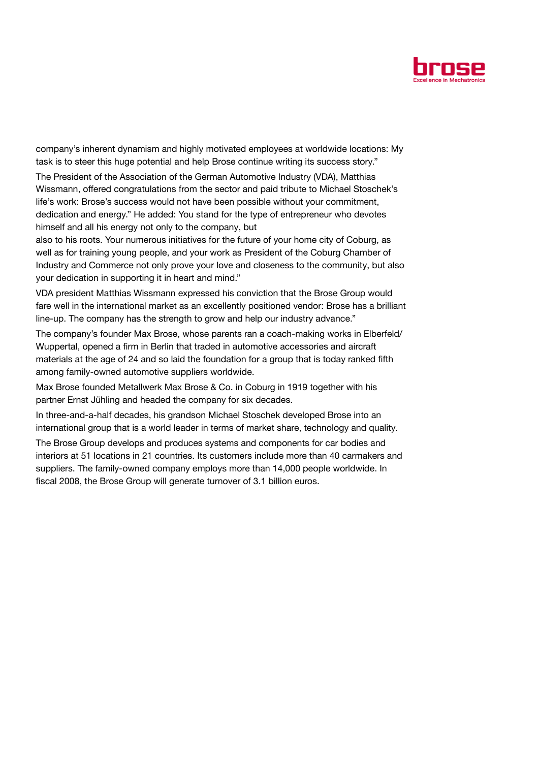company's inherent dynamism and highly motivated employees at worldwide locations: My task is to steer this huge potential and help Brose continue writing its success story."

The President of the Association of the German Automotive Industry (VDA), Matthias Wissmann, offered congratulations from the sector and paid tribute to Michael Stoschek's life's work: Brose's success would not have been possible without your commitment, dedication and energy." He added: You stand for the type of entrepreneur who devotes himself and all his energy not only to the company, but also to his roots. Your numerous initiatives for the future of your home city of Coburg, as well as for training young people, and your work as President of the Coburg Chamber of Industry and Commerce not only prove your love and closeness to the community, but also your dedication in supporting it in heart and mind."

VDA president Matthias Wissmann expressed his conviction that the Brose Group would fare well in the international market as an excellently positioned vendor: Brose has a brilliant line-up. The company has the strength to grow and help our industry advance."

The company's founder Max Brose, whose parents ran a coach-making works in Elberfeld/ Wuppertal, opened a firm in Berlin that traded in automotive accessories and aircraft materials at the age of 24 and so laid the foundation for a group that is today ranked fifth among family-owned automotive suppliers worldwide.

Max Brose founded Metallwerk Max Brose & Co. in Coburg in 1919 together with his partner Ernst Jühling and headed the company for six decades.

In three-and-a-half decades, his grandson Michael Stoschek developed Brose into an international group that is a world leader in terms of market share, technology and quality.

The Brose Group develops and produces systems and components for car bodies and interiors at 51 locations in 21 countries. Its customers include more than 40 carmakers and suppliers. The family-owned company employs more than 14,000 people worldwide. In fiscal 2008, the Brose Group will generate turnover of 3.1 billion euros.